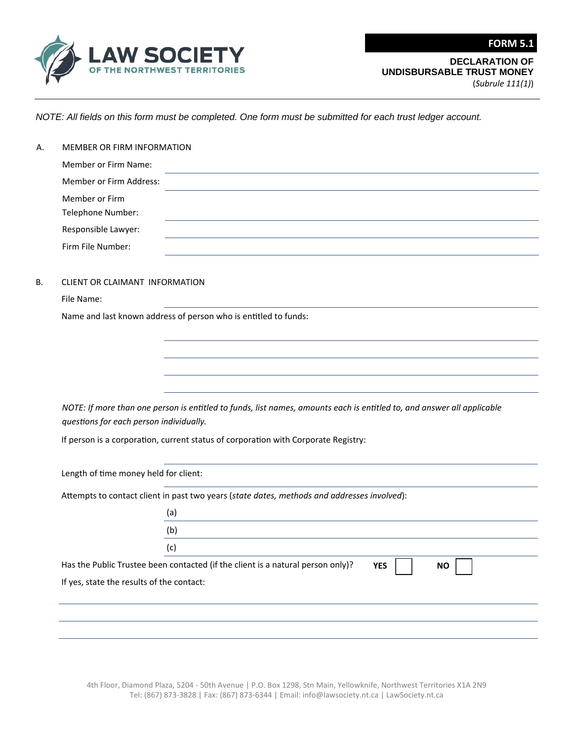LAW SOCIETY OF THE NORTHWEST TERRITORIES

**FORM 5.1**

## DECLARATION OF UNDISBURSABLE TRUST MONEY

(*Subrule 111(1)*)

*NOTE: All fields on this form must be completed. One form must be submitted for each trust ledger account.*

### A. MEMBER OR FIRM INFORMATION

Member or Firm Name: ______________________

Member or Firm Address: ______________________

Member or Firm Telephone Number: ______________________

Responsible Lawyer: ______________________

Firm File Number: ______________________

### B. CLIENT OR CLAIMANT INFORMATION

File Name: ______________________

Name and last known address of person who is entitled to funds:

______________________

______________________

______________________

______________________

*NOTE: If more than one person is entitled to funds, list names, amounts each is entitled to, and answer all applicable questions for each person individually.*

If person is a corporation, current status of corporation with Corporate Registry:

______________________

Length of time money held for client: ______________________

Attempts to contact client in past two years (*state dates, methods and addresses involved*):

(a) ______________________

(b) ______________________

(c) ______________________

Has the Public Trustee been contacted (if the client is a natural person only)? **YES** ☐ **NO** ☐

If yes, state the results of the contact:

______________________

______________________

______________________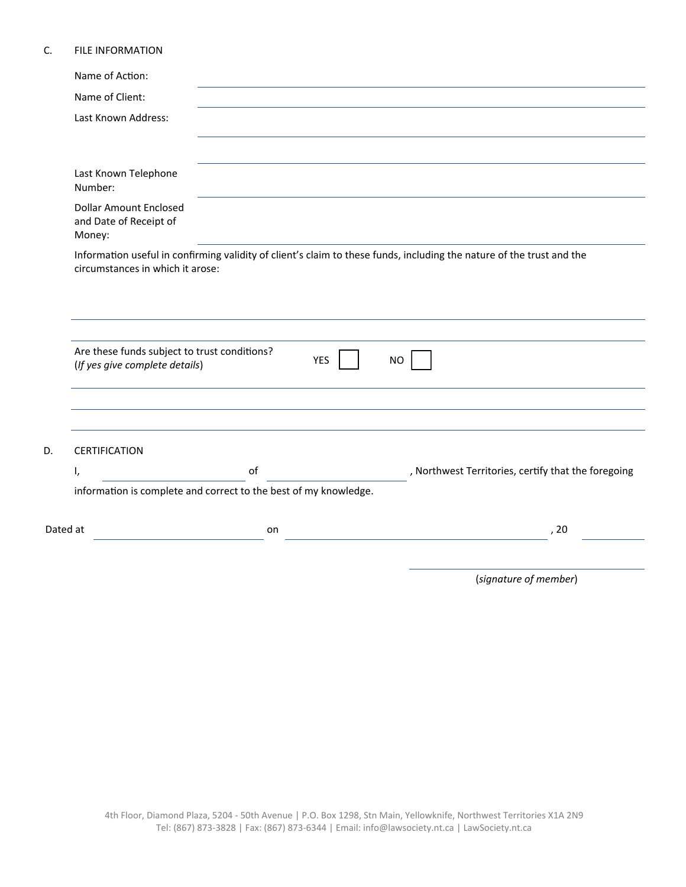C. FILE INFORMATION

Name of Action: ______________________________

Name of Client: ______________________________

Last Known Address: ______________________________

______________________________

Last Known Telephone Number: ______________________________

Dollar Amount Enclosed and Date of Receipt of Money: ______________________________

Information useful in confirming validity of client's claim to these funds, including the nature of the trust and the circumstances in which it arose:

______________________________

______________________________

Are these funds subject to trust conditions? (*If yes give complete details*) YES ☐ NO ☐

______________________________

______________________________

______________________________

D. CERTIFICATION

I, ______________ of ______________, Northwest Territories, certify that the foregoing information is complete and correct to the best of my knowledge.

Dated at ______________ on ______________, 20______

______________________________

(*signature of member*)